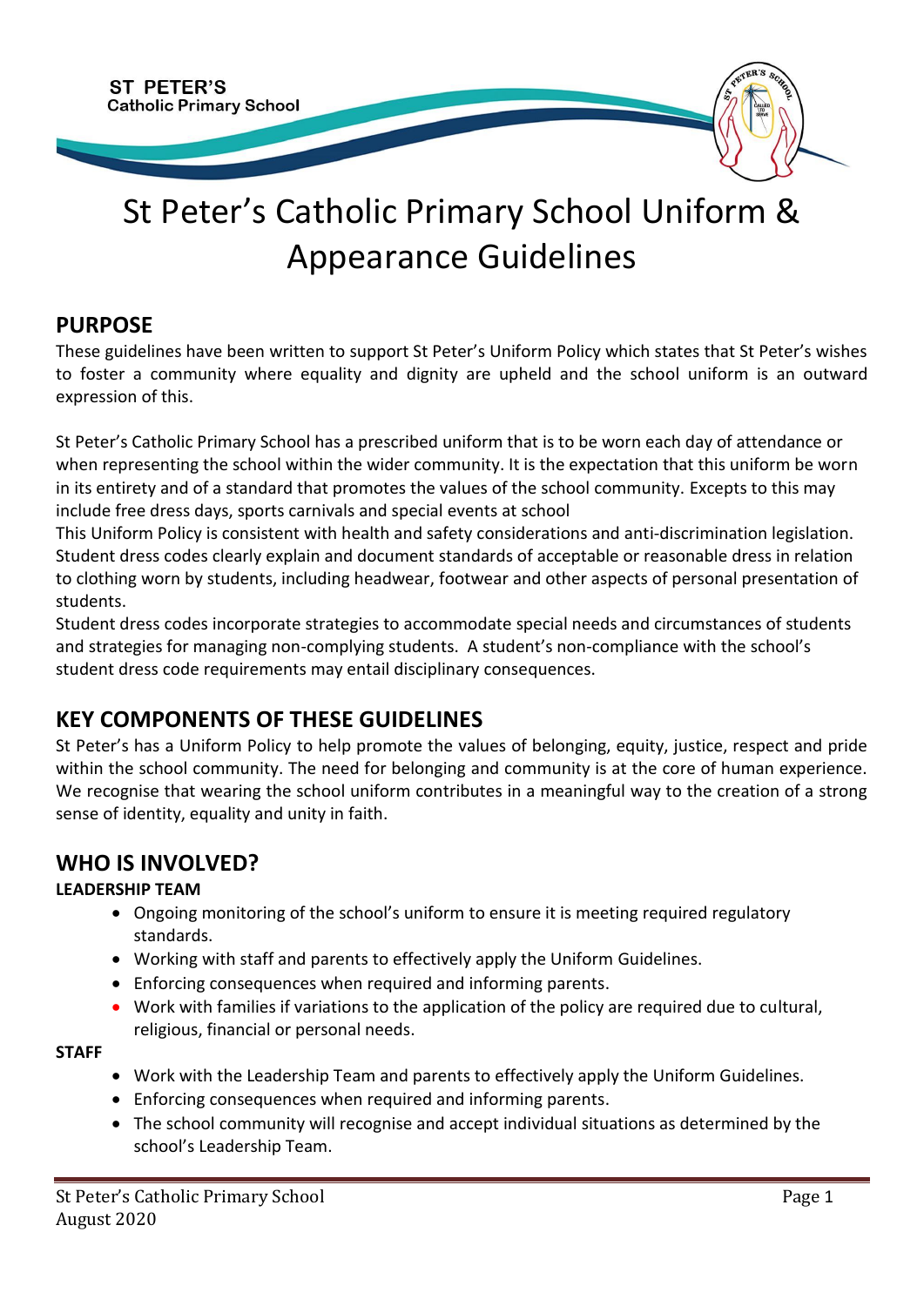# St Peter's Catholic Primary School Uniform & Appearance Guidelines

## PURPOSE

These guidelines have been written to support St Peter's Uniform Policy which states that St Peter's wishes to foster a community where equality and dignity are upheld and the school uniform is an outward expression of this.

St Peter's Catholic Primary School has a prescribed uniform that is to be worn each day of attendance or when representing the school within the wider community. It is the expectation that this uniform be worn in its entirety and of a standard that promotes the values of the school community. Excepts to this may include free dress days, sports carnivals and special events at school

This Uniform Policy is consistent with health and safety considerations and anti-discrimination legislation. Student dress codes clearly explain and document standards of acceptable or reasonable dress in relation to clothing worn by students, including headwear, footwear and other aspects of personal presentation of students.

Student dress codes incorporate strategies to accommodate special needs and circumstances of students and strategies for managing non-complying students. A student's non-compliance with the school's student dress code requirements may entail disciplinary consequences.

## KEY COMPONENTS OF THESE GUIDELINES

St Peter's has a Uniform Policy to help promote the values of belonging, equity, justice, respect and pride within the school community. The need for belonging and community is at the core of human experience. We recognise that wearing the school uniform contributes in a meaningful way to the creation of a strong sense of identity, equality and unity in faith.

## WHO IS INVOLVED?

**LEADERSHIP TEAM**

- Ongoing monitoring of the school's uniform to ensure it is meeting required regulatory standards.
- Working with staff and parents to effectively apply the Uniform Guidelines.
- Enforcing consequences when required and informing parents.
- Work with families if variations to the application of the policy are required due to cultural, religious, financial or personal needs.

**STAFF**

- Work with the Leadership Team and parents to effectively apply the Uniform Guidelines.
- Enforcing consequences when required and informing parents.
- The school community will recognise and accept individual situations as determined by the school's Leadership Team.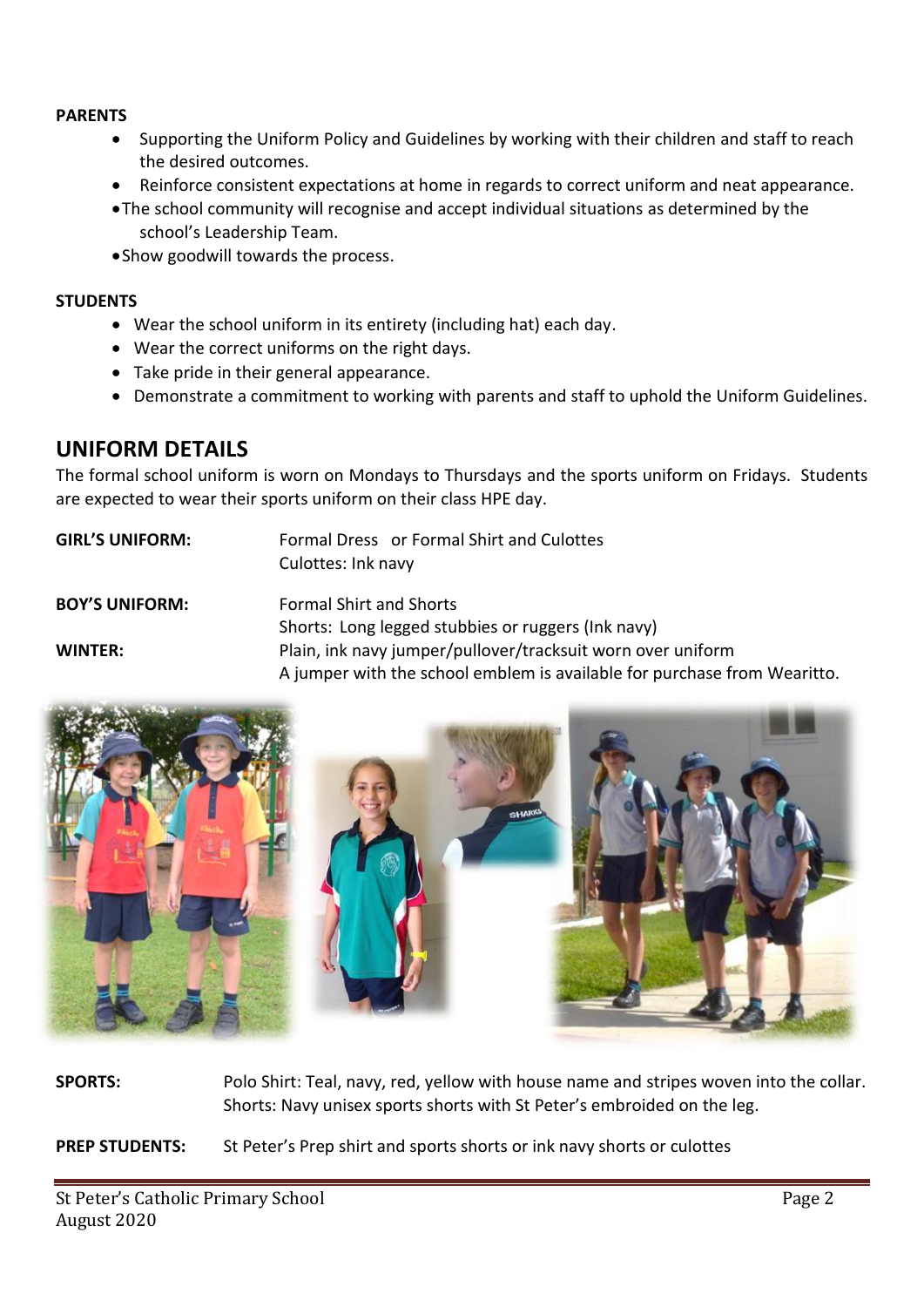**PARENTS**

- Supporting the Uniform Policy and Guidelines by working with their children and staff to reach the desired outcomes.
- Reinforce consistent expectations at home in regards to correct uniform and neat appearance.
- The school community will recognise and accept individual situations as determined by the school's Leadership Team.
- Show goodwill towards the process.

**STUDENTS**

- Wear the school uniform in its entirety (including hat) each day.
- Wear the correct uniforms on the right days.
- Take pride in their general appearance.
- Demonstrate a commitment to working with parents and staff to uphold the Uniform Guidelines.

## UNIFORM DETAILS

The formal school uniform is worn on Mondays to Thursdays and the sports uniform on Fridays. Students are expected to wear their sports uniform on their class HPE day.

**GIRL'S UNIFORM:** Formal Dress or Formal Shirt and Culottes
Culottes: Ink navy

**BOY'S UNIFORM:** Formal Shirt and Shorts
Shorts: Long legged stubbies or ruggers (Ink navy)

**WINTER:** Plain, ink navy jumper/pullover/tracksuit worn over uniform
A jumper with the school emblem is available for purchase from Wearitto.

**SPORTS:** Polo Shirt: Teal, navy, red, yellow with house name and stripes woven into the collar.
Shorts: Navy unisex sports shorts with St Peter's embroided on the leg.

**PREP STUDENTS:** St Peter's Prep shirt and sports shorts or ink navy shorts or culottes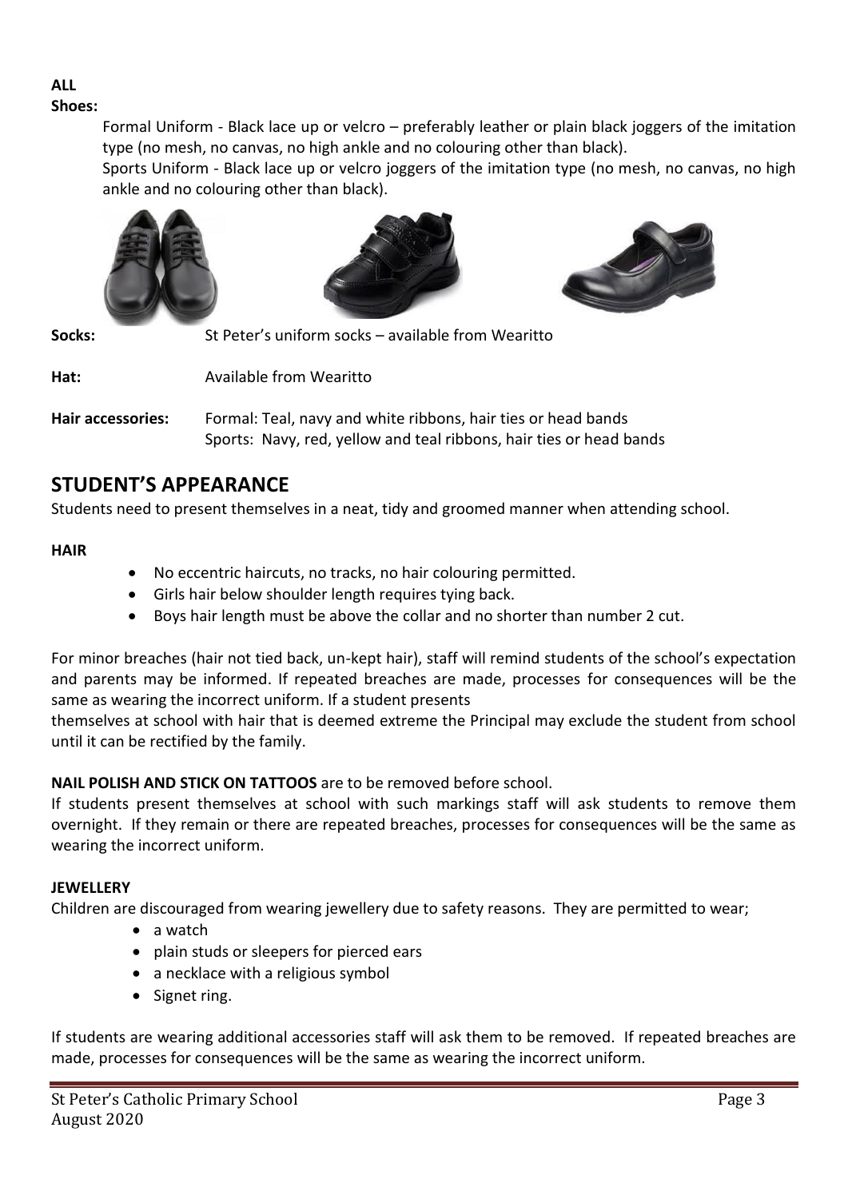**ALL**

**Shoes:**

Formal Uniform - Black lace up or velcro – preferably leather or plain black joggers of the imitation type (no mesh, no canvas, no high ankle and no colouring other than black).

Sports Uniform - Black lace up or velcro joggers of the imitation type (no mesh, no canvas, no high ankle and no colouring other than black).

**Socks:** St Peter's uniform socks – available from Wearitto

**Hat:** Available from Wearitto

**Hair accessories:** Formal: Teal, navy and white ribbons, hair ties or head bands
Sports: Navy, red, yellow and teal ribbons, hair ties or head bands

## STUDENT'S APPEARANCE

Students need to present themselves in a neat, tidy and groomed manner when attending school.

**HAIR**

- No eccentric haircuts, no tracks, no hair colouring permitted.
- Girls hair below shoulder length requires tying back.
- Boys hair length must be above the collar and no shorter than number 2 cut.

For minor breaches (hair not tied back, un-kept hair), staff will remind students of the school's expectation and parents may be informed. If repeated breaches are made, processes for consequences will be the same as wearing the incorrect uniform. If a student presents themselves at school with hair that is deemed extreme the Principal may exclude the student from school until it can be rectified by the family.

**NAIL POLISH AND STICK ON TATTOOS** are to be removed before school.

If students present themselves at school with such markings staff will ask students to remove them overnight. If they remain or there are repeated breaches, processes for consequences will be the same as wearing the incorrect uniform.

**JEWELLERY**

Children are discouraged from wearing jewellery due to safety reasons. They are permitted to wear;

- a watch
- plain studs or sleepers for pierced ears
- a necklace with a religious symbol
- Signet ring.

If students are wearing additional accessories staff will ask them to be removed. If repeated breaches are made, processes for consequences will be the same as wearing the incorrect uniform.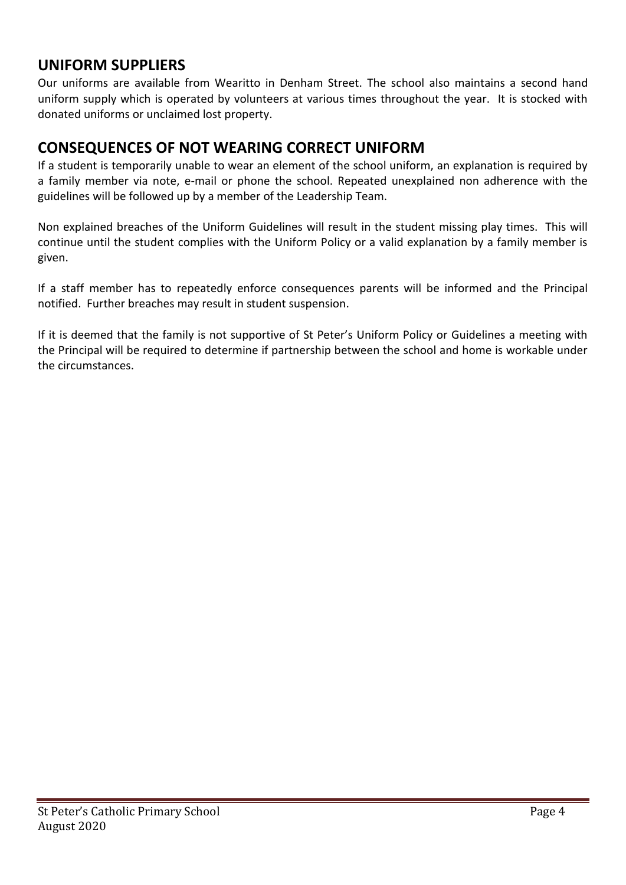## UNIFORM SUPPLIERS

Our uniforms are available from Wearitto in Denham Street. The school also maintains a second hand uniform supply which is operated by volunteers at various times throughout the year. It is stocked with donated uniforms or unclaimed lost property.

## CONSEQUENCES OF NOT WEARING CORRECT UNIFORM

If a student is temporarily unable to wear an element of the school uniform, an explanation is required by a family member via note, e-mail or phone the school. Repeated unexplained non adherence with the guidelines will be followed up by a member of the Leadership Team.

Non explained breaches of the Uniform Guidelines will result in the student missing play times. This will continue until the student complies with the Uniform Policy or a valid explanation by a family member is given.

If a staff member has to repeatedly enforce consequences parents will be informed and the Principal notified. Further breaches may result in student suspension.

If it is deemed that the family is not supportive of St Peter's Uniform Policy or Guidelines a meeting with the Principal will be required to determine if partnership between the school and home is workable under the circumstances.